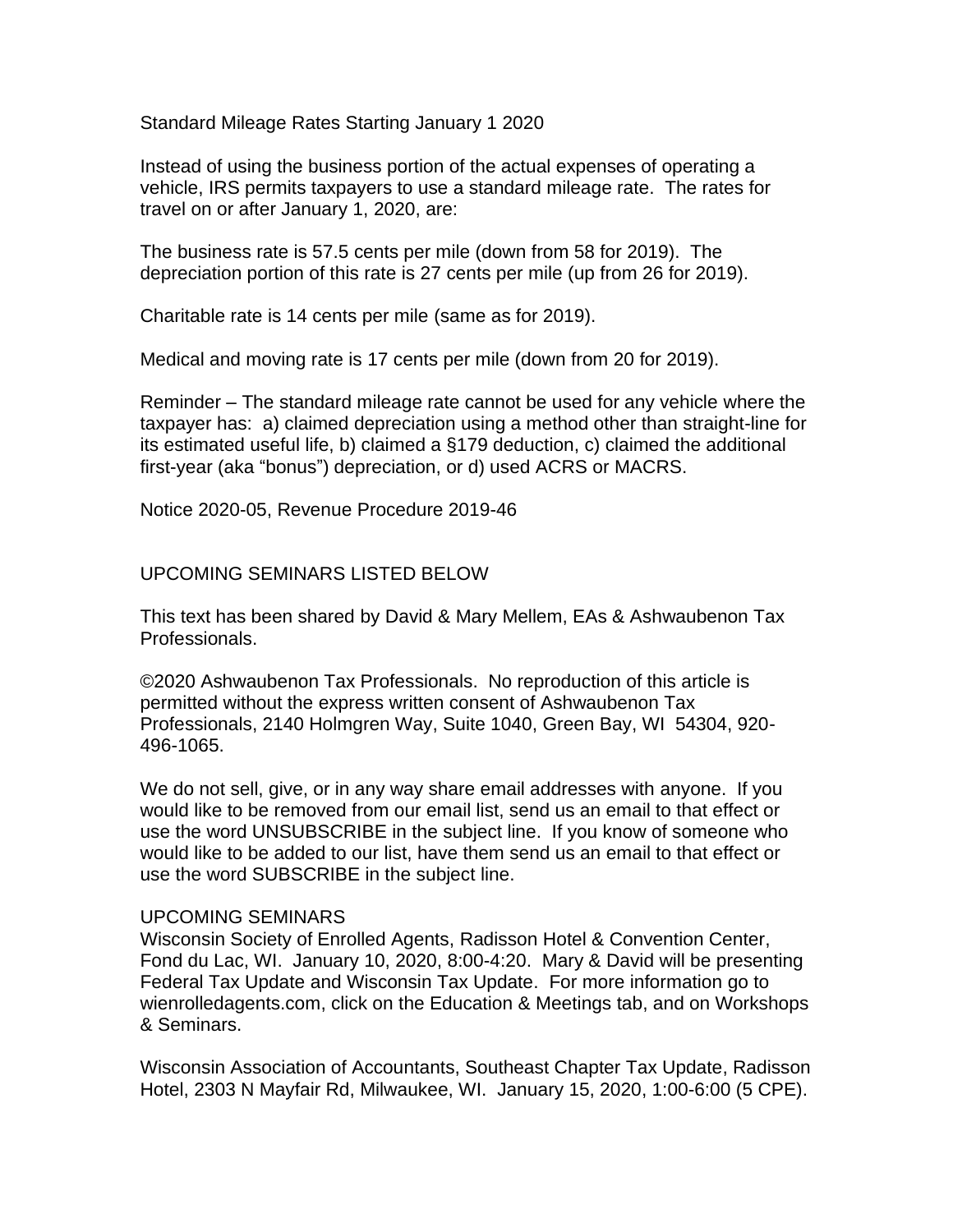Standard Mileage Rates Starting January 1 2020

Instead of using the business portion of the actual expenses of operating a vehicle, IRS permits taxpayers to use a standard mileage rate. The rates for travel on or after January 1, 2020, are:

The business rate is 57.5 cents per mile (down from 58 for 2019). The depreciation portion of this rate is 27 cents per mile (up from 26 for 2019).

Charitable rate is 14 cents per mile (same as for 2019).

Medical and moving rate is 17 cents per mile (down from 20 for 2019).

Reminder – The standard mileage rate cannot be used for any vehicle where the taxpayer has: a) claimed depreciation using a method other than straight-line for its estimated useful life, b) claimed a §179 deduction, c) claimed the additional first-year (aka "bonus") depreciation, or d) used ACRS or MACRS.

Notice 2020-05, Revenue Procedure 2019-46

UPCOMING SEMINARS LISTED BELOW

This text has been shared by David & Mary Mellem, EAs & Ashwaubenon Tax Professionals.

©2020 Ashwaubenon Tax Professionals. No reproduction of this article is permitted without the express written consent of Ashwaubenon Tax Professionals, 2140 Holmgren Way, Suite 1040, Green Bay, WI 54304, 920-496-1065.

We do not sell, give, or in any way share email addresses with anyone. If you would like to be removed from our email list, send us an email to that effect or use the word UNSUBSCRIBE in the subject line. If you know of someone who would like to be added to our list, have them send us an email to that effect or use the word SUBSCRIBE in the subject line.

UPCOMING SEMINARS

Wisconsin Society of Enrolled Agents, Radisson Hotel & Convention Center, Fond du Lac, WI. January 10, 2020, 8:00-4:20. Mary & David will be presenting Federal Tax Update and Wisconsin Tax Update. For more information go to wienrolledagents.com, click on the Education & Meetings tab, and on Workshops & Seminars.

Wisconsin Association of Accountants, Southeast Chapter Tax Update, Radisson Hotel, 2303 N Mayfair Rd, Milwaukee, WI. January 15, 2020, 1:00-6:00 (5 CPE).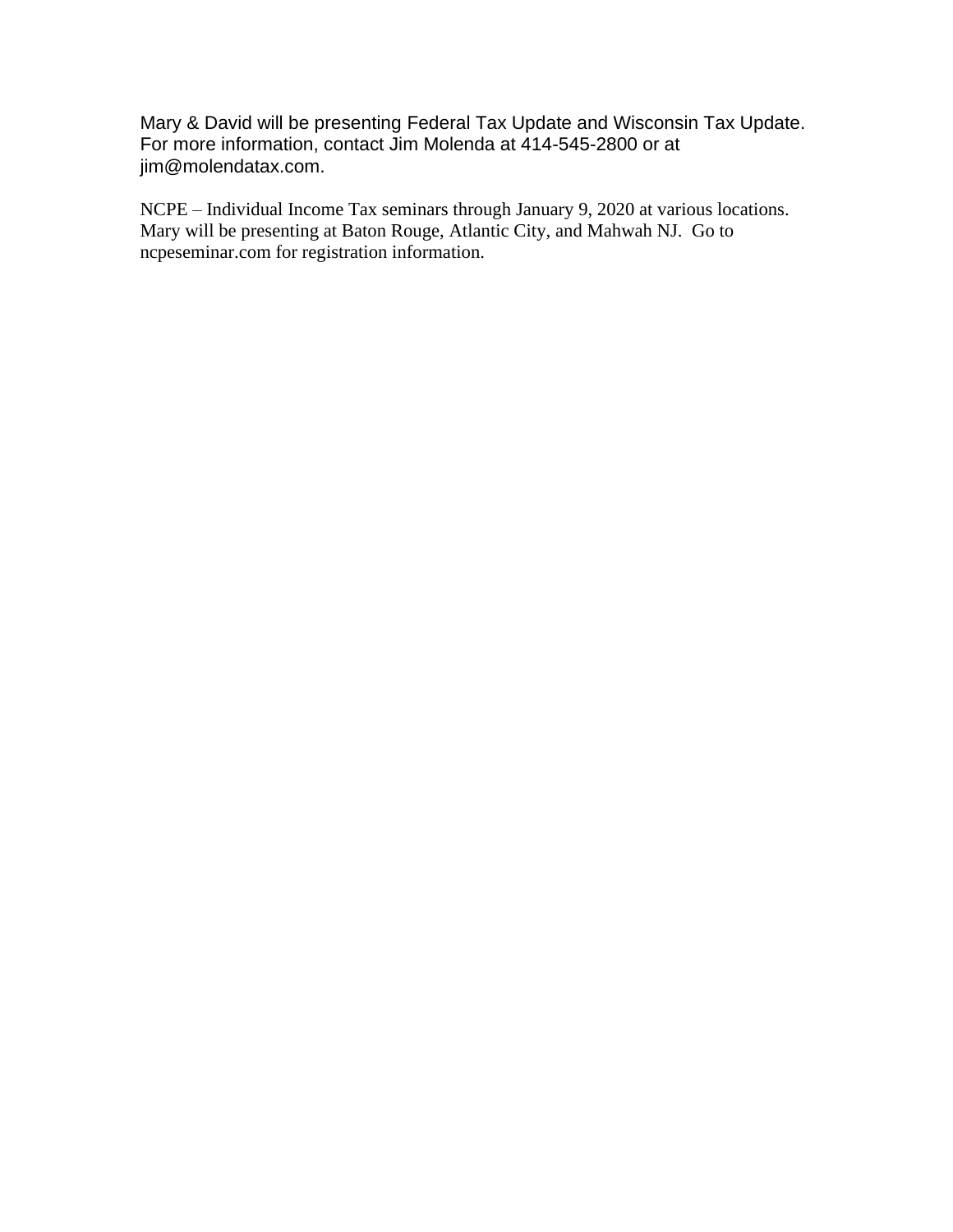Mary & David will be presenting Federal Tax Update and Wisconsin Tax Update. For more information, contact Jim Molenda at 414-545-2800 or at jim@molendatax.com.

NCPE – Individual Income Tax seminars through January 9, 2020 at various locations. Mary will be presenting at Baton Rouge, Atlantic City, and Mahwah NJ. Go to ncpeseminar.com for registration information.